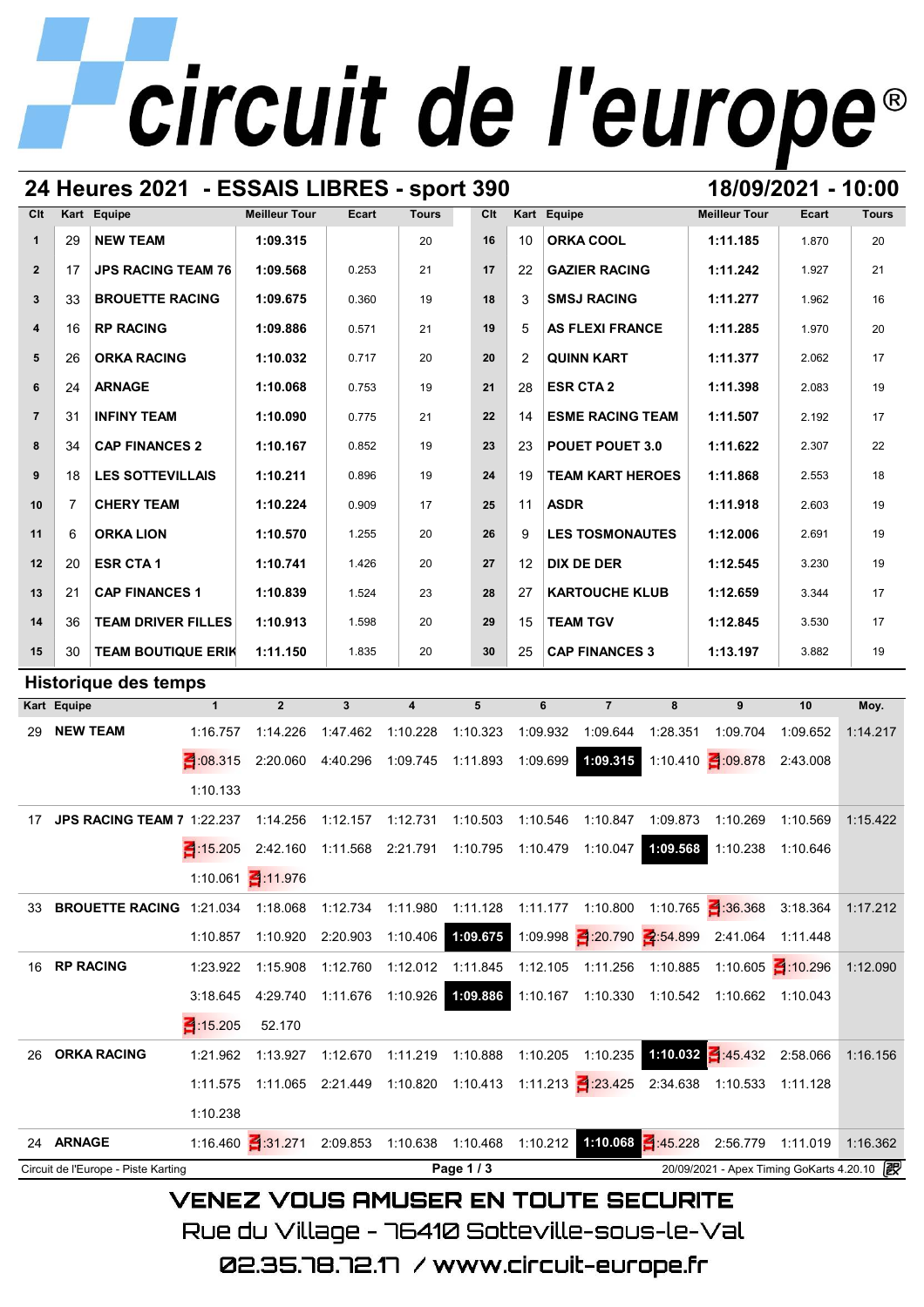# circuit de l'europe®

## 24 Heures 2021 - ESSAIS LIBRES - sport 390

**18/09/2021 - 10:00**

| Clt | Kart | Equipe | Meilleur Tour | Ecart | Tours |
|---|---|---|---|---|---|
| 1 | 29 | NEW TEAM | 1:09.315 | | 20 |
| 2 | 17 | JPS RACING TEAM 76 | 1:09.568 | 0.253 | 21 |
| 3 | 33 | BROUETTE RACING | 1:09.675 | 0.360 | 19 |
| 4 | 16 | RP RACING | 1:09.886 | 0.571 | 21 |
| 5 | 26 | ORKA RACING | 1:10.032 | 0.717 | 20 |
| 6 | 24 | ARNAGE | 1:10.068 | 0.753 | 19 |
| 7 | 31 | INFINY TEAM | 1:10.090 | 0.775 | 21 |
| 8 | 34 | CAP FINANCES 2 | 1:10.167 | 0.852 | 19 |
| 9 | 18 | LES SOTTEVILLAIS | 1:10.211 | 0.896 | 19 |
| 10 | 7 | CHERY TEAM | 1:10.224 | 0.909 | 17 |
| 11 | 6 | ORKA LION | 1:10.570 | 1.255 | 20 |
| 12 | 20 | ESR CTA 1 | 1:10.741 | 1.426 | 20 |
| 13 | 21 | CAP FINANCES 1 | 1:10.839 | 1.524 | 23 |
| 14 | 36 | TEAM DRIVER FILLES | 1:10.913 | 1.598 | 20 |
| 15 | 30 | TEAM BOUTIQUE ERIK | 1:11.150 | 1.835 | 20 |
| 16 | 10 | ORKA COOL | 1:11.185 | 1.870 | 20 |
| 17 | 22 | GAZIER RACING | 1:11.242 | 1.927 | 21 |
| 18 | 3 | SMSJ RACING | 1:11.277 | 1.962 | 16 |
| 19 | 5 | AS FLEXI FRANCE | 1:11.285 | 1.970 | 20 |
| 20 | 2 | QUINN KART | 1:11.377 | 2.062 | 17 |
| 21 | 28 | ESR CTA 2 | 1:11.398 | 2.083 | 19 |
| 22 | 14 | ESME RACING TEAM | 1:11.507 | 2.192 | 17 |
| 23 | 23 | POUET POUET 3.0 | 1:11.622 | 2.307 | 22 |
| 24 | 19 | TEAM KART HEROES | 1:11.868 | 2.553 | 18 |
| 25 | 11 | ASDR | 1:11.918 | 2.603 | 19 |
| 26 | 9 | LES TOSMONAUTES | 1:12.006 | 2.691 | 19 |
| 27 | 12 | DIX DE DER | 1:12.545 | 3.230 | 19 |
| 28 | 27 | KARTOUCHE KLUB | 1:12.659 | 3.344 | 17 |
| 29 | 15 | TEAM TGV | 1:12.845 | 3.530 | 17 |
| 30 | 25 | CAP FINANCES 3 | 1:13.197 | 3.882 | 19 |

## Historique des temps

| Kart | Equipe | 1 | 2 | 3 | 4 | 5 | 6 | 7 | 8 | 9 | 10 | Moy. |
|---|---|---|---|---|---|---|---|---|---|---|---|---|
| 29 | NEW TEAM | 1:16.757 | 1:14.226 | 1:47.462 | 1:10.228 | 1:10.323 | 1:09.932 | 1:09.644 | 1:28.351 | 1:09.704 | 1:09.652 | 1:14.217 |
| | | :08.315 | 2:20.060 | 4:40.296 | 1:09.745 | 1:11.893 | 1:09.699 | **1:09.315** | 1:10.410 | :09.878 | 2:43.008 | |
| | | 1:10.133 | | | | | | | | | | |
| 17 | JPS RACING TEAM 7 | 1:22.237 | 1:14.256 | 1:12.157 | 1:12.731 | 1:10.503 | 1:10.546 | 1:10.847 | 1:09.873 | 1:10.269 | 1:10.569 | 1:15.422 |
| | | :15.205 | 2:42.160 | 1:11.568 | 2:21.791 | 1:10.795 | 1:10.479 | 1:10.047 | **1:09.568** | 1:10.238 | 1:10.646 | |
| | | 1:10.061 | :11.976 | | | | | | | | | |
| 33 | BROUETTE RACING | 1:21.034 | 1:18.068 | 1:12.734 | 1:11.980 | 1:11.128 | 1:11.177 | 1:10.800 | 1:10.765 | :36.368 | 3:18.364 | 1:17.212 |
| | | 1:10.857 | 1:10.920 | 2:20.903 | 1:10.406 | **1:09.675** | 1:09.998 | :20.790 | :54.899 | 2:41.064 | 1:11.448 | |
| 16 | RP RACING | 1:23.922 | 1:15.908 | 1:12.760 | 1:12.012 | 1:11.845 | 1:12.105 | 1:11.256 | 1:10.885 | 1:10.605 | :10.296 | 1:12.090 |
| | | 3:18.645 | 4:29.740 | 1:11.676 | 1:10.926 | **1:09.886** | 1:10.167 | 1:10.330 | 1:10.542 | 1:10.662 | 1:10.043 | |
| | | :15.205 | 52.170 | | | | | | | | | |
| 26 | ORKA RACING | 1:21.962 | 1:13.927 | 1:12.670 | 1:11.219 | 1:10.888 | 1:10.205 | 1:10.235 | **1:10.032** | :45.432 | 2:58.066 | 1:16.156 |
| | | 1:11.575 | 1:11.065 | 2:21.449 | 1:10.820 | 1:10.413 | 1:11.213 | :23.425 | 2:34.638 | 1:10.533 | 1:11.128 | |
| | | 1:10.238 | | | | | | | | | | |
| 24 | ARNAGE | 1:16.460 | :31.271 | 2:09.853 | 1:10.638 | 1:10.468 | 1:10.212 | **1:10.068** | :45.228 | 2:56.779 | 1:11.019 | 1:16.362 |

Circuit de l'Europe - Piste Karting — 20/09/2021 - Apex Timing GoKarts 4.20.10

VENEZ VOUS AMUSER EN TOUTE SECURITE

Rue du Village - 76410 Sotteville-sous-le-Val

02.35.78.72.17 / www.circuit-europe.fr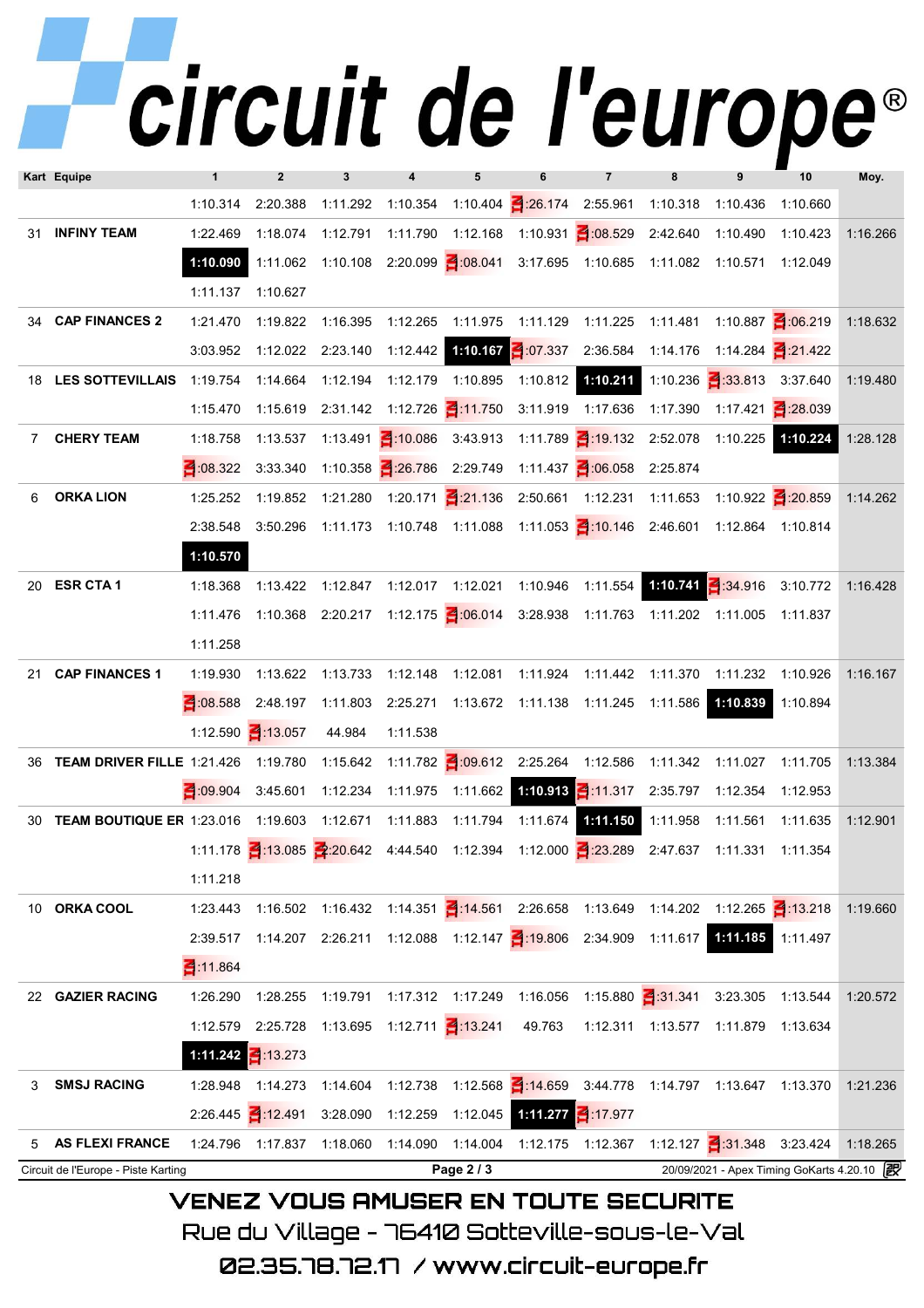# circuit de l'europe®

| Kart | Equipe | 1 | 2 | 3 | 4 | 5 | 6 | 7 | 8 | 9 | 10 | Moy. |
|---|---|---|---|---|---|---|---|---|---|---|---|---|
| | | 1:10.314 | 2:20.388 | 1:11.292 | 1:10.354 | 1:10.404 | :26.174 | 2:55.961 | 1:10.318 | 1:10.436 | 1:10.660 | |
| 31 | INFINY TEAM | 1:22.469 | 1:18.074 | 1:12.791 | 1:11.790 | 1:12.168 | 1:10.931 | :08.529 | 2:42.640 | 1:10.490 | 1:10.423 | 1:16.266 |
| | | **1:10.090** | 1:11.062 | 1:10.108 | 2:20.099 | :08.041 | 3:17.695 | 1:10.685 | 1:11.082 | 1:10.571 | 1:12.049 | |
| | | 1:11.137 | 1:10.627 | | | | | | | | | |
| 34 | CAP FINANCES 2 | 1:21.470 | 1:19.822 | 1:16.395 | 1:12.265 | 1:11.975 | 1:11.129 | 1:11.225 | 1:11.481 | 1:10.887 | :06.219 | 1:18.632 |
| | | 3:03.952 | 1:12.022 | 2:23.140 | 1:12.442 | **1:10.167** | :07.337 | 2:36.584 | 1:14.176 | 1:14.284 | :21.422 | |
| 18 | LES SOTTEVILLAIS | 1:19.754 | 1:14.664 | 1:12.194 | 1:12.179 | 1:10.895 | 1:10.812 | **1:10.211** | 1:10.236 | :33.813 | 3:37.640 | 1:19.480 |
| | | 1:15.470 | 1:15.619 | 2:31.142 | 1:12.726 | :11.750 | 3:11.919 | 1:17.636 | 1:17.390 | 1:17.421 | :28.039 | |
| 7 | CHERY TEAM | 1:18.758 | 1:13.537 | 1:13.491 | :10.086 | 3:43.913 | 1:11.789 | :19.132 | 2:52.078 | 1:10.225 | **1:10.224** | 1:28.128 |
| | | :08.322 | 3:33.340 | 1:10.358 | :26.786 | 2:29.749 | 1:11.437 | :06.058 | 2:25.874 | | | |
| 6 | ORKA LION | 1:25.252 | 1:19.852 | 1:21.280 | 1:20.171 | :21.136 | 2:50.661 | 1:12.231 | 1:11.653 | 1:10.922 | :20.859 | 1:14.262 |
| | | 2:38.548 | 3:50.296 | 1:11.173 | 1:10.748 | 1:11.088 | 1:11.053 | :10.146 | 2:46.601 | 1:12.864 | 1:10.814 | |
| | | **1:10.570** | | | | | | | | | | |
| 20 | ESR CTA 1 | 1:18.368 | 1:13.422 | 1:12.847 | 1:12.017 | 1:12.021 | 1:10.946 | 1:11.554 | **1:10.741** | :34.916 | 3:10.772 | 1:16.428 |
| | | 1:11.476 | 1:10.368 | 2:20.217 | 1:12.175 | :06.014 | 3:28.938 | 1:11.763 | 1:11.202 | 1:11.005 | 1:11.837 | |
| | | 1:11.258 | | | | | | | | | | |
| 21 | CAP FINANCES 1 | 1:19.930 | 1:13.622 | 1:13.733 | 1:12.148 | 1:12.081 | 1:11.924 | 1:11.442 | 1:11.370 | 1:11.232 | 1:10.926 | 1:16.167 |
| | | :08.588 | 2:48.197 | 1:11.803 | 2:25.271 | 1:13.672 | 1:11.138 | 1:11.245 | 1:11.586 | **1:10.839** | 1:10.894 | |
| | | 1:12.590 | :13.057 | 44.984 | 1:11.538 | | | | | | | |
| 36 | TEAM DRIVER FILLE | 1:21.426 | 1:19.780 | 1:15.642 | 1:11.782 | :09.612 | 2:25.264 | 1:12.586 | 1:11.342 | 1:11.027 | 1:11.705 | 1:13.384 |
| | | :09.904 | 3:45.601 | 1:12.234 | 1:11.975 | 1:11.662 | **1:10.913** | :11.317 | 2:35.797 | 1:12.354 | 1:12.953 | |
| 30 | TEAM BOUTIQUE ER | 1:23.016 | 1:19.603 | 1:12.671 | 1:11.883 | 1:11.794 | 1:11.674 | **1:11.150** | 1:11.958 | 1:11.561 | 1:11.635 | 1:12.901 |
| | | 1:11.178 | :13.085 | :20.642 | 4:44.540 | 1:12.394 | 1:12.000 | :23.289 | 2:47.637 | 1:11.331 | 1:11.354 | |
| | | 1:11.218 | | | | | | | | | | |
| 10 | ORKA COOL | 1:23.443 | 1:16.502 | 1:16.432 | 1:14.351 | :14.561 | 2:26.658 | 1:13.649 | 1:14.202 | 1:12.265 | :13.218 | 1:19.660 |
| | | 2:39.517 | 1:14.207 | 2:26.211 | 1:12.088 | 1:12.147 | :19.806 | 2:34.909 | 1:11.617 | **1:11.185** | 1:11.497 | |
| | | :11.864 | | | | | | | | | | |
| 22 | GAZIER RACING | 1:26.290 | 1:28.255 | 1:19.791 | 1:17.312 | 1:17.249 | 1:16.056 | 1:15.880 | :31.341 | 3:23.305 | 1:13.544 | 1:20.572 |
| | | 1:12.579 | 2:25.728 | 1:13.695 | 1:12.711 | :13.241 | 49.763 | 1:12.311 | 1:13.577 | 1:11.879 | 1:13.634 | |
| | | **1:11.242** | :13.273 | | | | | | | | | |
| 3 | SMSJ RACING | 1:28.948 | 1:14.273 | 1:14.604 | 1:12.738 | 1:12.568 | :14.659 | 3:44.778 | 1:14.797 | 1:13.647 | 1:13.370 | 1:21.236 |
| | | 2:26.445 | :12.491 | 3:28.090 | 1:12.259 | 1:12.045 | **1:11.277** | :17.977 | | | | |
| 5 | AS FLEXI FRANCE | 1:24.796 | 1:17.837 | 1:18.060 | 1:14.090 | 1:14.004 | 1:12.175 | 1:12.367 | 1:12.127 | :31.348 | 3:23.424 | 1:18.265 |

Circuit de l'Europe - Piste Karting — 20/09/2021 - Apex Timing GoKarts 4.20.10

VENEZ VOUS AMUSER EN TOUTE SECURITE

Rue du Village - 76410 Sotteville-sous-le-Val

02.35.78.72.17 / www.circuit-europe.fr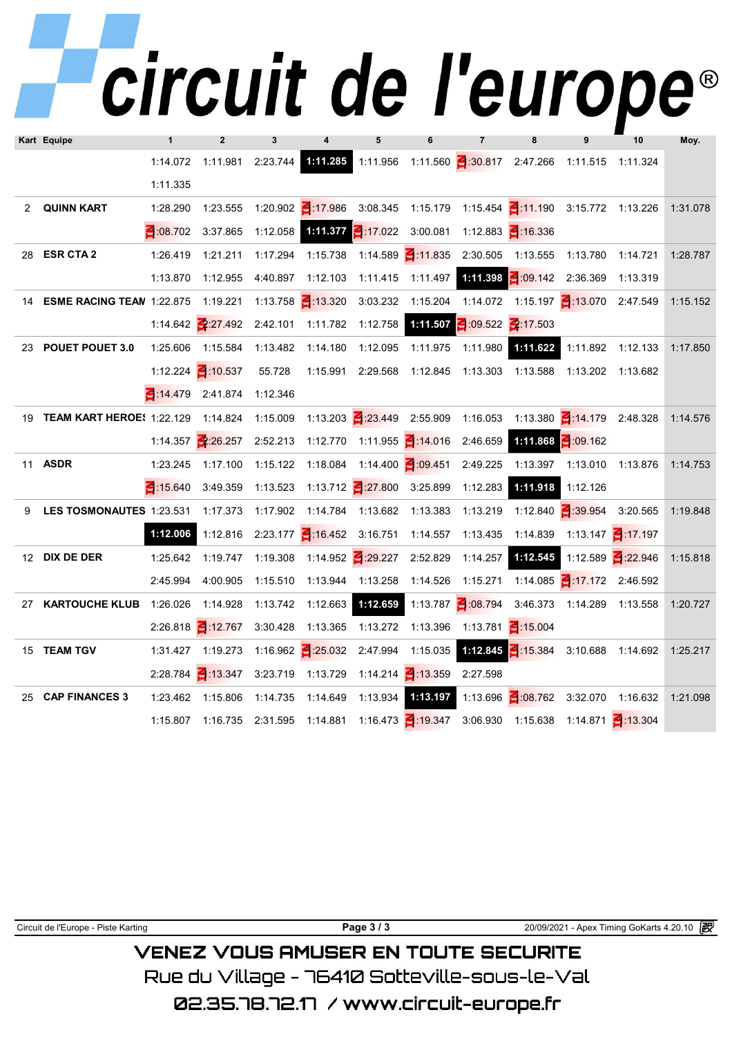# circuit de l'europe®

| Kart | Equipe | 1 | 2 | 3 | 4 | 5 | 6 | 7 | 8 | 9 | 10 | Moy. |
|---|---|---|---|---|---|---|---|---|---|---|---|---|
| | | 1:14.072 | 1:11.981 | 2:23.744 | **1:11.285** | 1:11.956 | 1:11.560 | :30.817 | 2:47.266 | 1:11.515 | 1:11.324 | |
| | | 1:11.335 | | | | | | | | | | |
| 2 | QUINN KART | 1:28.290 | 1:23.555 | 1:20.902 | :17.986 | 3:08.345 | 1:15.179 | 1:15.454 | :11.190 | 3:15.772 | 1:13.226 | 1:31.078 |
| | | :08.702 | 3:37.865 | 1:12.058 | **1:11.377** | :17.022 | 3:00.081 | 1:12.883 | :16.336 | | | |
| 28 | ESR CTA 2 | 1:26.419 | 1:21.211 | 1:17.294 | 1:15.738 | 1:14.589 | :11.835 | 2:30.505 | 1:13.555 | 1:13.780 | 1:14.721 | 1:28.787 |
| | | 1:13.870 | 1:12.955 | 4:40.897 | 1:12.103 | 1:11.415 | 1:11.497 | **1:11.398** | :09.142 | 2:36.369 | 1:13.319 | |
| 14 | ESME RACING TEAM | 1:22.875 | 1:19.221 | 1:13.758 | :13.320 | 3:03.232 | 1:15.204 | 1:14.072 | 1:15.197 | :13.070 | 2:47.549 | 1:15.152 |
| | | 1:14.642 | :27.492 | 2:42.101 | 1:11.782 | 1:12.758 | **1:11.507** | :09.522 | :17.503 | | | |
| 23 | POUET POUET 3.0 | 1:25.606 | 1:15.584 | 1:13.482 | 1:14.180 | 1:12.095 | 1:11.975 | 1:11.980 | **1:11.622** | 1:11.892 | 1:12.133 | 1:17.850 |
| | | 1:12.224 | :10.537 | 55.728 | 1:15.991 | 2:29.568 | 1:12.845 | 1:13.303 | 1:13.588 | 1:13.202 | 1:13.682 | |
| | | :14.479 | 2:41.874 | 1:12.346 | | | | | | | | |
| 19 | TEAM KART HEROES | 1:22.129 | 1:14.824 | 1:15.009 | 1:13.203 | :23.449 | 2:55.909 | 1:16.053 | 1:13.380 | :14.179 | 2:48.328 | 1:14.576 |
| | | 1:14.357 | :26.257 | 2:52.213 | 1:12.770 | 1:11.955 | :14.016 | 2:46.659 | **1:11.868** | :09.162 | | |
| 11 | ASDR | 1:23.245 | 1:17.100 | 1:15.122 | 1:18.084 | 1:14.400 | :09.451 | 2:49.225 | 1:13.397 | 1:13.010 | 1:13.876 | 1:14.753 |
| | | :15.640 | 3:49.359 | 1:13.523 | 1:13.712 | :27.800 | 3:25.899 | 1:12.283 | **1:11.918** | 1:12.126 | | |
| 9 | LES TOSMONAUTES | 1:23.531 | 1:17.373 | 1:17.902 | 1:14.784 | 1:13.682 | 1:13.383 | 1:13.219 | 1:12.840 | :39.954 | 3:20.565 | 1:19.848 |
| | | **1:12.006** | 1:12.816 | 2:23.177 | :16.452 | 3:16.751 | 1:14.557 | 1:13.435 | 1:14.839 | 1:13.147 | :17.197 | |
| 12 | DIX DE DER | 1:25.642 | 1:19.747 | 1:19.308 | 1:14.952 | :29.227 | 2:52.829 | 1:14.257 | **1:12.545** | 1:12.589 | :22.946 | 1:15.818 |
| | | 2:45.994 | 4:00.905 | 1:15.510 | 1:13.944 | 1:13.258 | 1:14.526 | 1:15.271 | 1:14.085 | :17.172 | 2:46.592 | |
| 27 | KARTOUCHE KLUB | 1:26.026 | 1:14.928 | 1:13.742 | 1:12.663 | **1:12.659** | 1:13.787 | :08.794 | 3:46.373 | 1:14.289 | 1:13.558 | 1:20.727 |
| | | 2:26.818 | :12.767 | 3:30.428 | 1:13.365 | 1:13.272 | 1:13.396 | 1:13.781 | :15.004 | | | |
| 15 | TEAM TGV | 1:31.427 | 1:19.273 | 1:16.962 | :25.032 | 2:47.994 | 1:15.035 | **1:12.845** | :15.384 | 3:10.688 | 1:14.692 | 1:25.217 |
| | | 2:28.784 | :13.347 | 3:23.719 | 1:13.729 | 1:14.214 | :13.359 | 2:27.598 | | | | |
| 25 | CAP FINANCES 3 | 1:23.462 | 1:15.806 | 1:14.735 | 1:14.649 | 1:13.934 | **1:13.197** | 1:13.696 | :08.762 | 3:32.070 | 1:16.632 | 1:21.098 |
| | | 1:15.807 | 1:16.735 | 2:31.595 | 1:14.881 | 1:16.473 | :19.347 | 3:06.930 | 1:15.638 | 1:14.871 | :13.304 | |

Circuit de l'Europe - Piste Karting — 20/09/2021 - Apex Timing GoKarts 4.20.10

VENEZ VOUS AMUSER EN TOUTE SECURITE

Rue du Village - 76410 Sotteville-sous-le-Val

02.35.78.72.17 / www.circuit-europe.fr